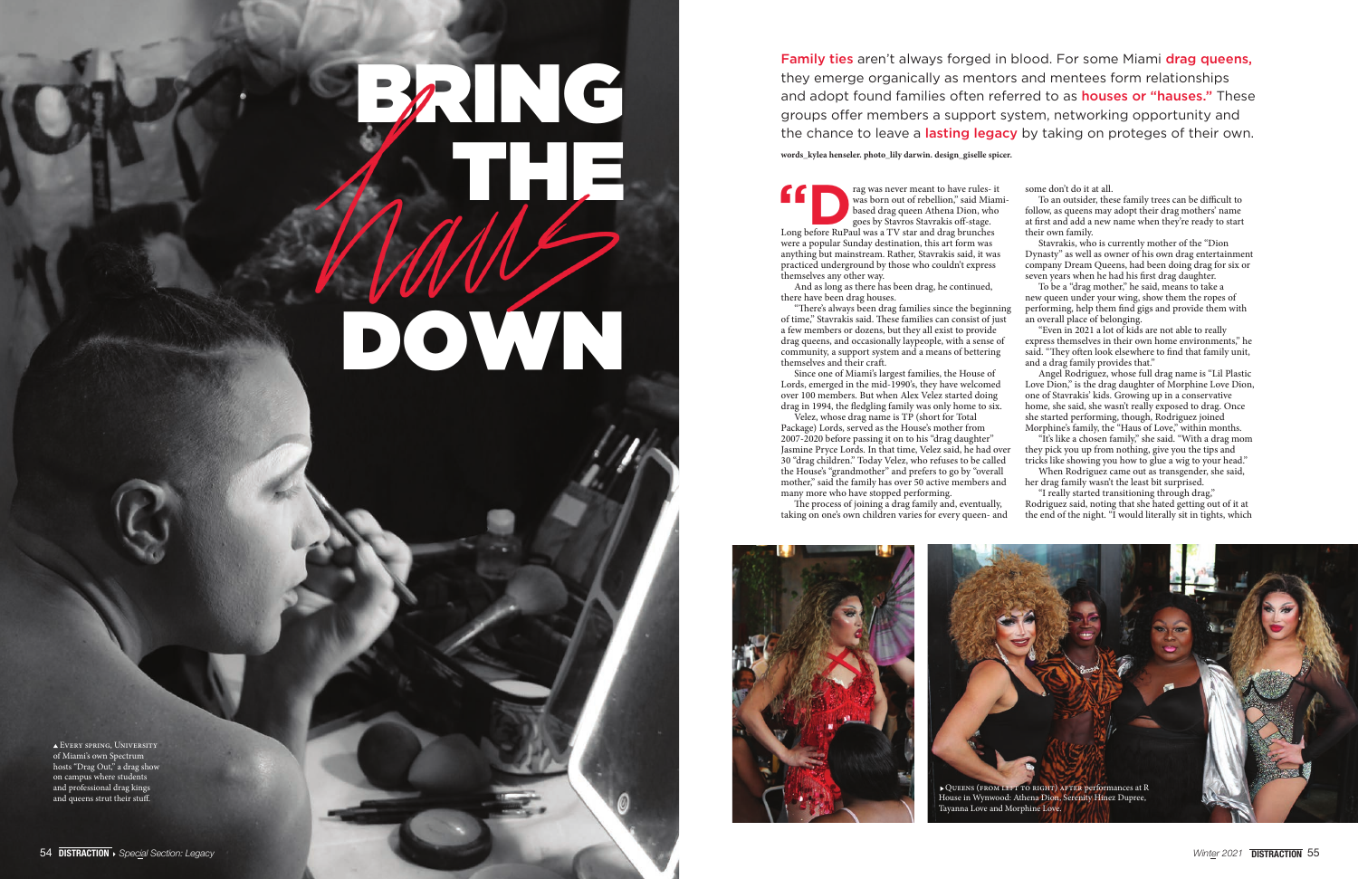# BRING THE *haus* DOWN

Family ties aren't always forged in blood. For some Miami drag queens, they emerge organically as mentors and mentees form relationships and adopt found families often referred to as houses or "hauses." These groups offer members a support system, networking opportunity and the chance to leave a lasting legacy by taking on proteges of their own.

**words_kylea henseler. photo_lily darwin. design_giselle spicer.**

"Drag was never meant to have rules- it was born out of rebellion," said Miami-based drag queen Athena Dion, who goes by Stavros Stavrakis off-stage. Long before RuPaul was a TV star and drag brunches were a popular Sunday destination, this art form was anything but mainstream. Rather, Stavrakis said, it was practiced underground by those who couldn't express themselves any other way.

And as long as there has been drag, he continued, there have been drag houses.

"There's always been drag families since the beginning of time," Stavrakis said. These families can consist of just a few members or dozens, but they all exist to provide drag queens, and occasionally laypeople, with a sense of community, a support system and a means of bettering themselves and their craft.

Since one of Miami's largest families, the House of Lords, emerged in the mid-1990's, they have welcomed over 100 members. But when Alex Velez started doing drag in 1994, the fledgling family was only home to six.

Velez, whose drag name is TP (short for Total Package) Lords, served as the House's mother from 2007-2020 before passing it on to his "drag daughter" Jasmine Pryce Lords. In that time, Velez said, he had over 30 "drag children." Today Velez, who refuses to be called the House's "grandmother" and prefers to go by "overall mother," said the family has over 50 active members and many more who have stopped performing.

The process of joining a drag family and, eventually, taking on one's own children varies for every queen- and some don't do it at all.

To an outsider, these family trees can be difficult to follow, as queens may adopt their drag mothers' name at first and add a new name when they're ready to start their own family.

Stavrakis, who is currently mother of the "Dion Dynasty" as well as owner of his own drag entertainment company Dream Queens, had been doing drag for six or seven years when he had his first drag daughter.

To be a "drag mother," he said, means to take a new queen under your wing, show them the ropes of performing, help them find gigs and provide them with an overall place of belonging.

"Even in 2021 a lot of kids are not able to really express themselves in their own home environments," he said. "They often look elsewhere to find that family unit, and a drag family provides that."

Angel Rodriguez, whose full drag name is "Lil Plastic Love Dion," is the drag daughter of Morphine Love Dion, one of Stavrakis' kids. Growing up in a conservative home, she said, she wasn't really exposed to drag. Once she started performing, though, Rodriguez joined Morphine's family, the "Haus of Love," within months.

"It's like a chosen family," she said. "With a drag mom they pick you up from nothing, give you the tips and tricks like showing you how to glue a wig to your head."

When Rodriguez came out as transgender, she said, her drag family wasn't the least bit surprised.

"I really started transitioning through drag," Rodriguez said, noting that she hated getting out of it at the end of the night. "I would literally sit in tights, which

▲ Every spring, University of Miami's own Spectrum hosts "Drag Out," a drag show on campus where students and professional drag kings and queens strut their stuff.

▸ Queens (from left to right) after performances at R House in Wynwood: Athena Dion, Serenity Hinez Dupree, Tayanna Love and Morphine Love.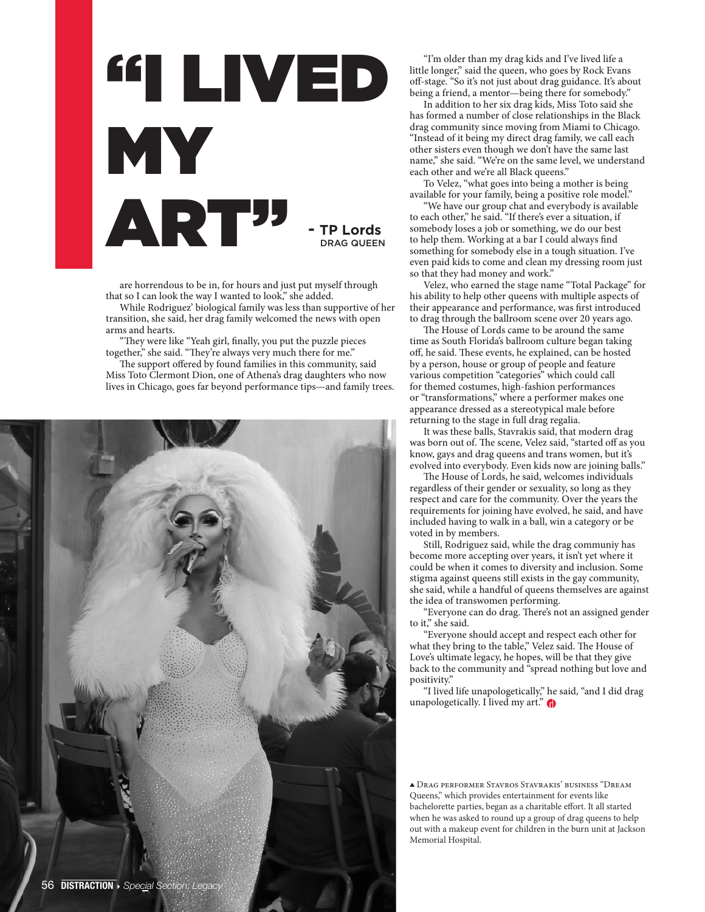# "I LIVED MY ART"

**- TP Lords**
DRAG QUEEN

are horrendous to be in, for hours and just put myself through that so I can look the way I wanted to look," she added.

While Rodriguez' biological family was less than supportive of her transition, she said, her drag family welcomed the news with open arms and hearts.

"They were like "Yeah girl, finally, you put the puzzle pieces together," she said. "They're always very much there for me."

The support offered by found families in this community, said Miss Toto Clermont Dion, one of Athena's drag daughters who now lives in Chicago, goes far beyond performance tips—and family trees.

"I'm older than my drag kids and I've lived life a little longer," said the queen, who goes by Rock Evans off-stage. "So it's not just about drag guidance. It's about being a friend, a mentor—being there for somebody."

In addition to her six drag kids, Miss Toto said she has formed a number of close relationships in the Black drag community since moving from Miami to Chicago. "Instead of it being my direct drag family, we call each other sisters even though we don't have the same last name," she said. "We're on the same level, we understand each other and we're all Black queens."

To Velez, "what goes into being a mother is being available for your family, being a positive role model."

"We have our group chat and everybody is available to each other," he said. "If there's ever a situation, if somebody loses a job or something, we do our best to help them. Working at a bar I could always find something for somebody else in a tough situation. I've even paid kids to come and clean my dressing room just so that they had money and work."

Velez, who earned the stage name "Total Package" for his ability to help other queens with multiple aspects of their appearance and performance, was first introduced to drag through the ballroom scene over 20 years ago.

The House of Lords came to be around the same time as South Florida's ballroom culture began taking off, he said. These events, he explained, can be hosted by a person, house or group of people and feature various competition "categories" which could call for themed costumes, high-fashion performances or "transformations," where a performer makes one appearance dressed as a stereotypical male before returning to the stage in full drag regalia.

It was these balls, Stavrakis said, that modern drag was born out of. The scene, Velez said, "started off as you know, gays and drag queens and trans women, but it's evolved into everybody. Even kids now are joining balls."

The House of Lords, he said, welcomes individuals regardless of their gender or sexuality, so long as they respect and care for the community. Over the years the requirements for joining have evolved, he said, and have included having to walk in a ball, win a category or be voted in by members.

Still, Rodriguez said, while the drag communiy has become more accepting over years, it isn't yet where it could be when it comes to diversity and inclusion. Some stigma against queens still exists in the gay community, she said, while a handful of queens themselves are against the idea of transwomen performing.

"Everyone can do drag. There's not an assigned gender to it," she said.

"Everyone should accept and respect each other for what they bring to the table," Velez said. The House of Love's ultimate legacy, he hopes, will be that they give back to the community and "spread nothing but love and positivity."

"I lived life unapologetically," he said, "and I did drag unapologetically. I lived my art."

▲ Drag performer Stavros Stavrakis' business "Dream Queens," which provides entertainment for events like bachelorette parties, began as a charitable effort. It all started when he was asked to round up a group of drag queens to help out with a makeup event for children in the burn unit at Jackson Memorial Hospital.